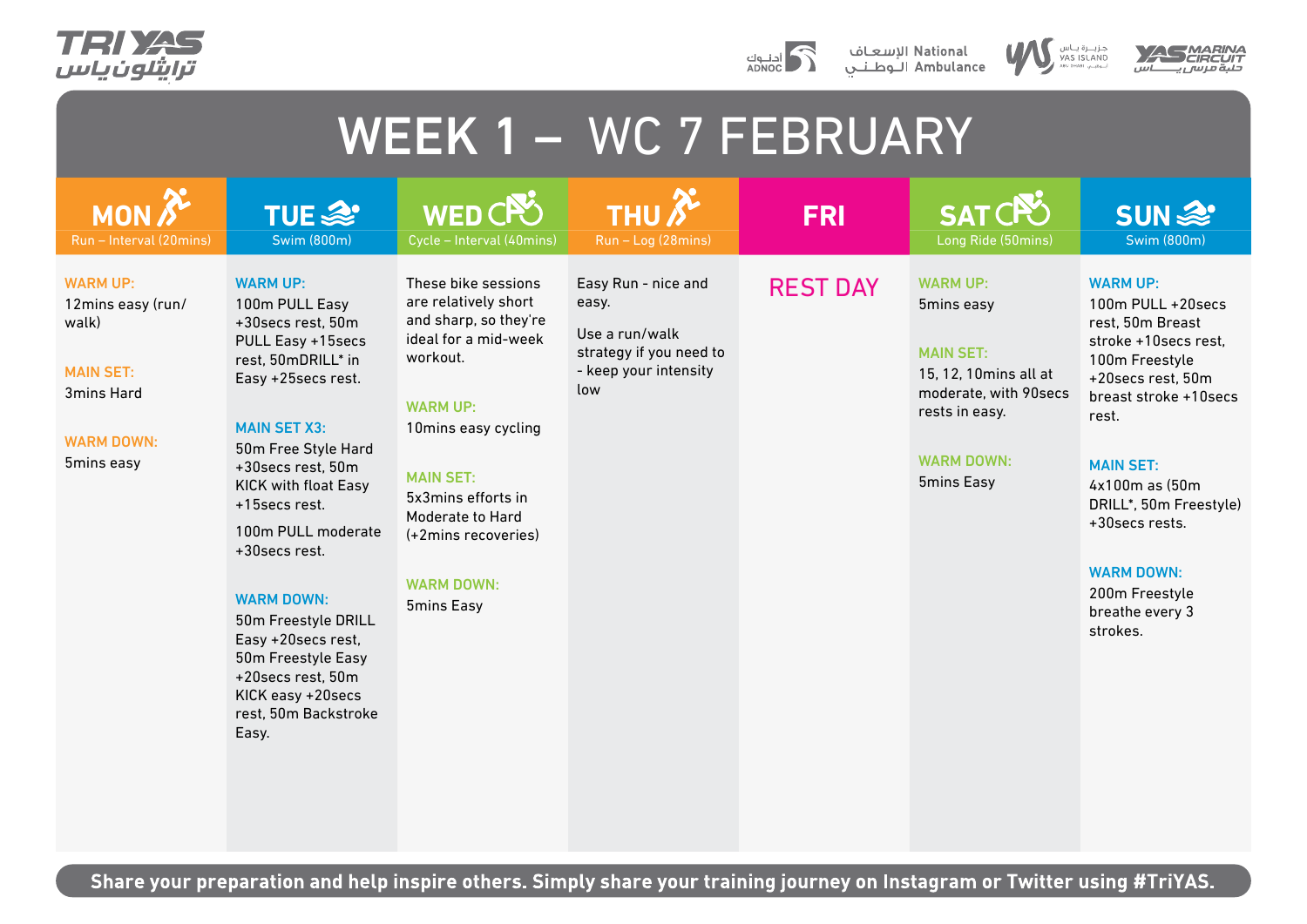# WEEK 1 – WC 7 FEBRUARY

## MON
Run – Interval (20mins)

WARM UP:
12mins easy (run/walk)

MAIN SET:
3mins Hard

WARM DOWN:
5mins easy

## TUE
Swim (800m)

WARM UP:
100m PULL Easy +30secs rest, 50m PULL Easy +15secs rest, 50mDRILL* in Easy +25secs rest.

MAIN SET X3:
50m Free Style Hard +30secs rest, 50m KICK with float Easy +15secs rest.

100m PULL moderate +30secs rest.

WARM DOWN:
50m Freestyle DRILL Easy +20secs rest, 50m Freestyle Easy +20secs rest, 50m KICK easy +20secs rest, 50m Backstroke Easy.

## WED
Cycle – Interval (40mins)

These bike sessions are relatively short and sharp, so they're ideal for a mid-week workout.

WARM UP:
10mins easy cycling

MAIN SET:
5x3mins efforts in Moderate to Hard (+2mins recoveries)

WARM DOWN:
5mins Easy

## THU
Run – Log (28mins)

Easy Run - nice and easy.

Use a run/walk strategy if you need to - keep your intensity low

## FRI

REST DAY

## SAT
Long Ride (50mins)

WARM UP:
5mins easy

MAIN SET:
15, 12, 10mins all at moderate, with 90secs rests in easy.

WARM DOWN:
5mins Easy

## SUN
Swim (800m)

WARM UP:
100m PULL +20secs rest, 50m Breast stroke +10secs rest, 100m Freestyle +20secs rest, 50m breast stroke +10secs rest.

MAIN SET:
4x100m as (50m DRILL*, 50m Freestyle) +30secs rests.

WARM DOWN:
200m Freestyle breathe every 3 strokes.

**Share your preparation and help inspire others. Simply share your training journey on Instagram or Twitter using #TriYAS.**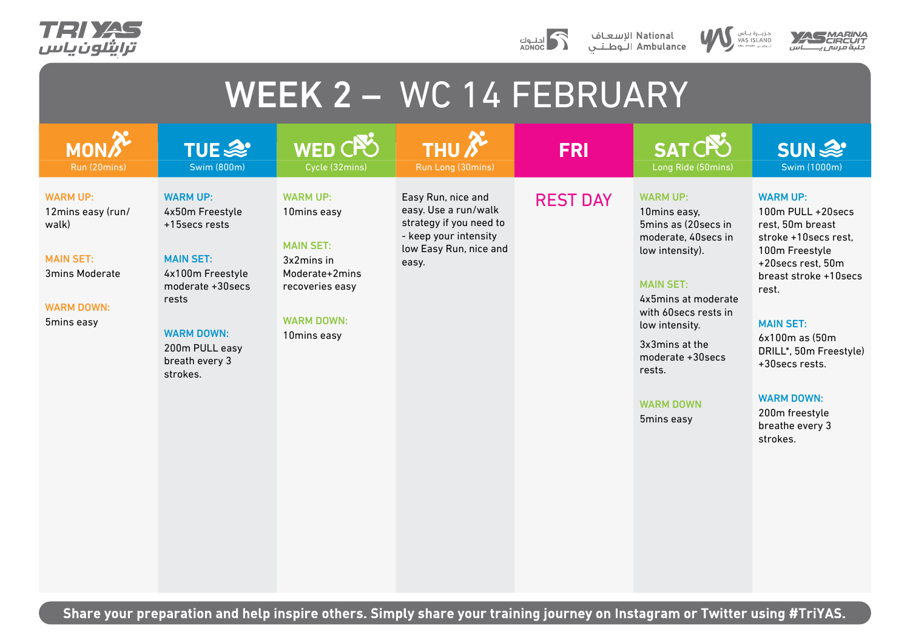# WEEK 2 – WC 14 FEBRUARY

| MON Run (20mins) | TUE Swim (800m) | WED Cycle (32mins) | THU Run Long (30mins) | FRI | SAT Long Ride (50mins) | SUN Swim (1000m) |
|---|---|---|---|---|---|---|
| **WARM UP:** 12mins easy (run/walk) **MAIN SET:** 3mins Moderate **WARM DOWN:** 5mins easy | **WARM UP:** 4x50m Freestyle +15secs rests **MAIN SET:** 4x100m Freestyle moderate +30secs rests **WARM DOWN:** 200m PULL easy breath every 3 strokes. | **WARM UP:** 10mins easy **MAIN SET:** 3x2mins in Moderate+2mins recoveries easy **WARM DOWN:** 10mins easy | Easy Run, nice and easy. Use a run/walk strategy if you need to - keep your intensity low Easy Run, nice and easy. | REST DAY | **WARM UP:** 10mins easy, 5mins as (20secs in moderate, 40secs in low intensity). **MAIN SET:** 4x5mins at moderate with 60secs rests in low intensity. 3x3mins at the moderate +30secs rests. **WARM DOWN** 5mins easy | **WARM UP:** 100m PULL +20secs rest, 50m breast stroke +10secs rest, 100m Freestyle +20secs rest, 50m breast stroke +10secs rest. **MAIN SET:** 6x100m as (50m DRILL*, 50m Freestyle) +30secs rests. **WARM DOWN:** 200m freestyle breathe every 3 strokes. |

Share your preparation and help inspire others. Simply share your training journey on Instagram or Twitter using #TriYAS.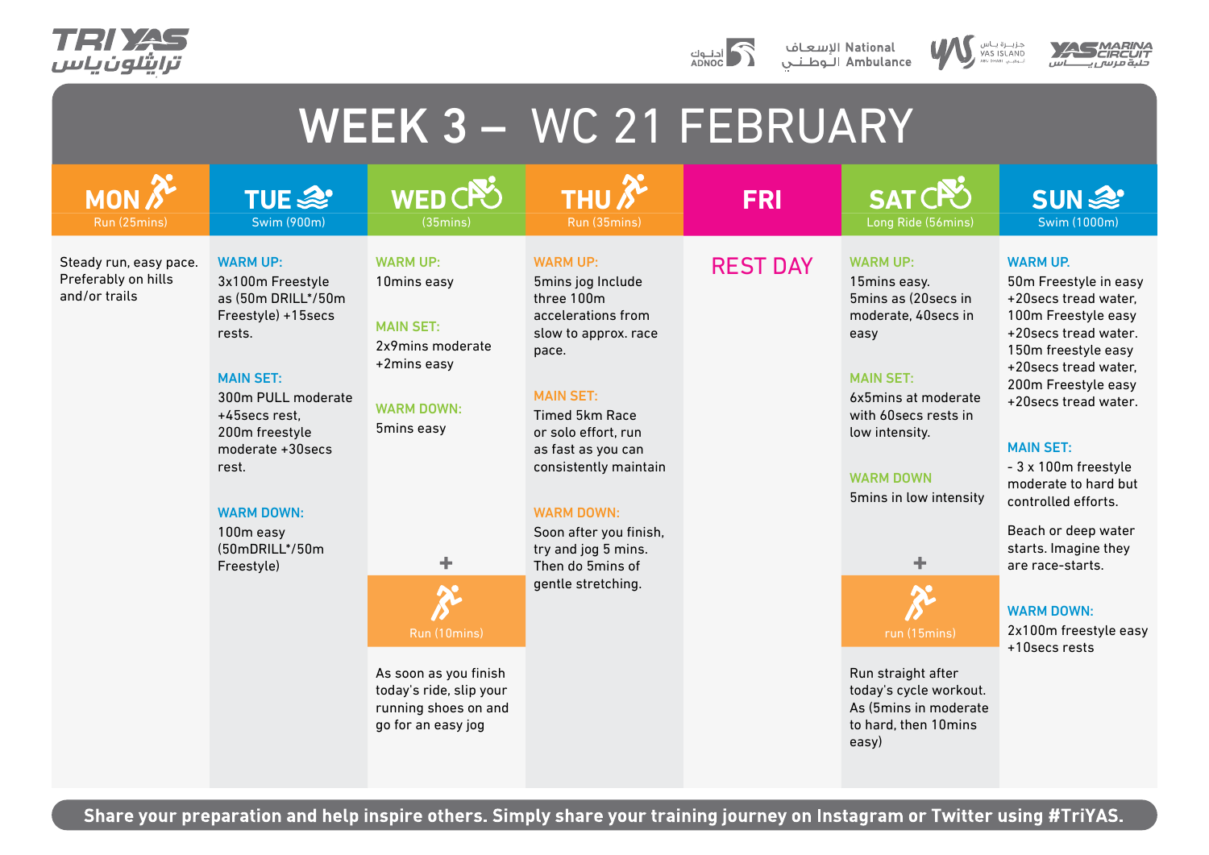# WEEK 3 – WC 21 FEBRUARY

## MON
Run (25mins)

Steady run, easy pace. Preferably on hills and/or trails

## TUE
Swim (900m)

**WARM UP:**
3x100m Freestyle as (50m DRILL*/50m Freestyle) +15secs rests.

**MAIN SET:**
300m PULL moderate +45secs rest, 200m freestyle moderate +30secs rest.

**WARM DOWN:**
100m easy (50mDRILL*/50m Freestyle)

## WED
(35mins)

**WARM UP:**
10mins easy

**MAIN SET:**
2x9mins moderate +2mins easy

**WARM DOWN:**
5mins easy

+

Run (10mins)

As soon as you finish today's ride, slip your running shoes on and go for an easy jog

## THU
Run (35mins)

**WARM UP:**
5mins jog Include three 100m accelerations from slow to approx. race pace.

**MAIN SET:**
Timed 5km Race or solo effort, run as fast as you can consistently maintain

**WARM DOWN:**
Soon after you finish, try and jog 5 mins. Then do 5mins of gentle stretching.

## FRI

REST DAY

## SAT
Long Ride (56mins)

**WARM UP:**
15mins easy.
5mins as (20secs in moderate, 40secs in easy

**MAIN SET:**
6x5mins at moderate with 60secs rests in low intensity.

**WARM DOWN**
5mins in low intensity

+

run (15mins)

Run straight after today's cycle workout. As (5mins in moderate to hard, then 10mins easy)

## SUN
Swim (1000m)

**WARM UP.**
50m Freestyle in easy +20secs tread water,
100m Freestyle easy +20secs tread water.
150m freestyle easy +20secs tread water,
200m Freestyle easy +20secs tread water.

**MAIN SET:**
- 3 x 100m freestyle moderate to hard but controlled efforts.

Beach or deep water starts. Imagine they are race-starts.

**WARM DOWN:**
2x100m freestyle easy +10secs rests

**Share your preparation and help inspire others. Simply share your training journey on Instagram or Twitter using #TriYAS.**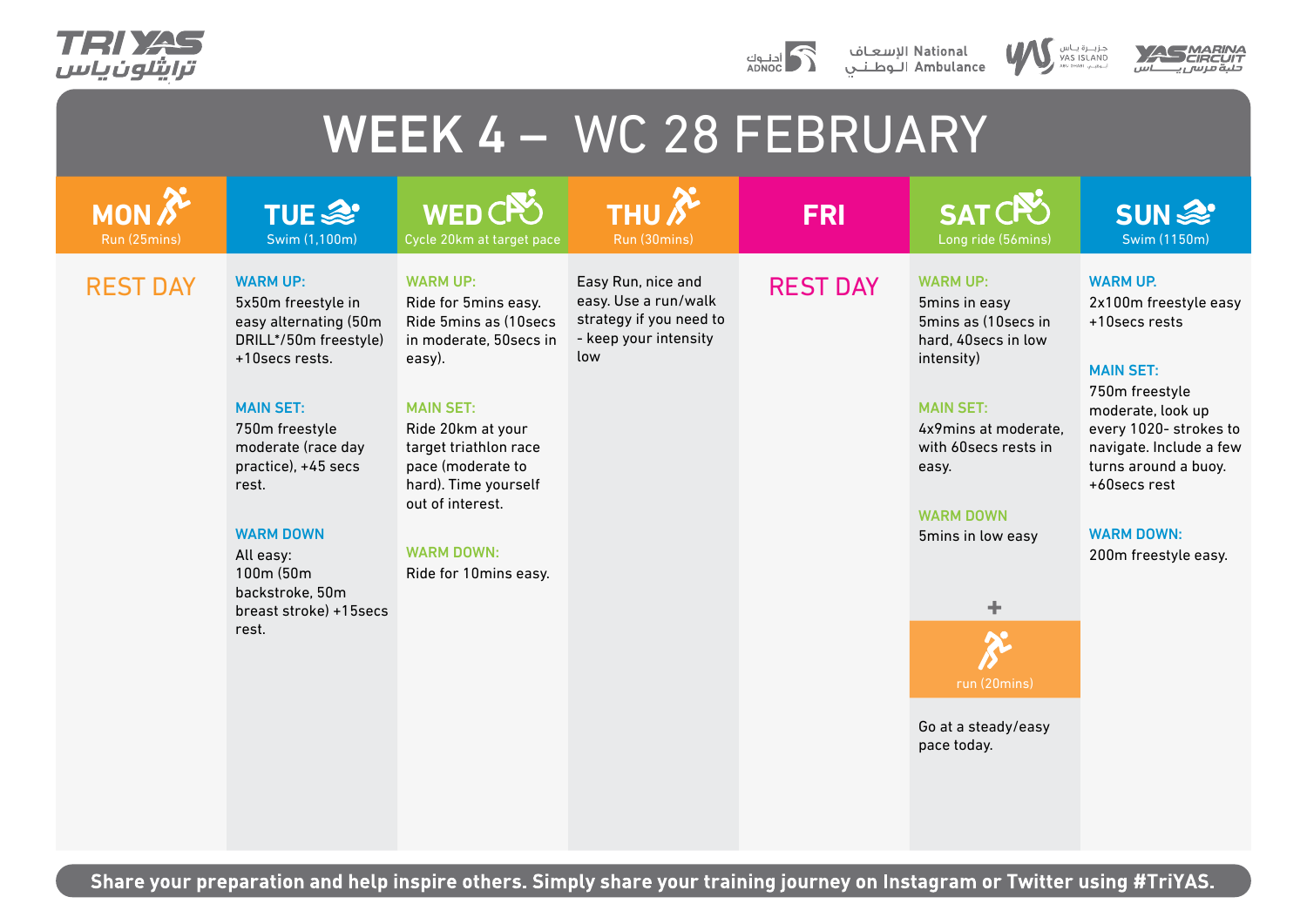TRI YAS
ترايثلون ياس

ADNOC أدنوك
National Ambulance الإسعاف الوطني
YAS ISLAND جزيرة ياس
YAS MARINA CIRCUIT حلبة مرسى ياس

# WEEK 4 – WC 28 FEBRUARY

## MON
Run (25mins)

REST DAY

## TUE
Swim (1,100m)

**WARM UP:**
5x50m freestyle in easy alternating (50m DRILL*/50m freestyle) +10secs rests.

**MAIN SET:**
750m freestyle moderate (race day practice), +45 secs rest.

**WARM DOWN**
All easy:
100m (50m backstroke, 50m breast stroke) +15secs rest.

## WED
Cycle 20km at target pace

**WARM UP:**
Ride for 5mins easy. Ride 5mins as (10secs in moderate, 50secs in easy).

**MAIN SET:**
Ride 20km at your target triathlon race pace (moderate to hard). Time yourself out of interest.

**WARM DOWN:**
Ride for 10mins easy.

## THU
Run (30mins)

Easy Run, nice and easy. Use a run/walk strategy if you need to - keep your intensity low

## FRI

REST DAY

## SAT
Long ride (56mins)

**WARM UP:**
5mins in easy
5mins as (10secs in hard, 40secs in low intensity)

**MAIN SET:**
4x9mins at moderate, with 60secs rests in easy.

**WARM DOWN**
5mins in low easy

+

run (20mins)

Go at a steady/easy pace today.

## SUN
Swim (1150m)

**WARM UP.**
2x100m freestyle easy +10secs rests

**MAIN SET:**
750m freestyle moderate, look up every 1020- strokes to navigate. Include a few turns around a buoy. +60secs rest

**WARM DOWN:**
200m freestyle easy.

**Share your preparation and help inspire others. Simply share your training journey on Instagram or Twitter using #TriYAS.**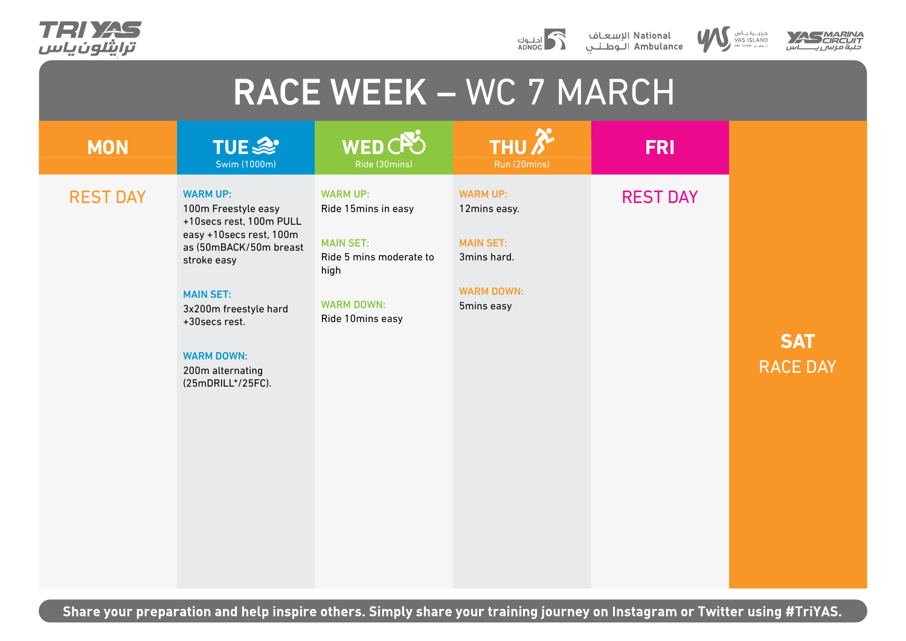# RACE WEEK – WC 7 MARCH

| MON | TUE Swim (1000m) | WED Ride (30mins) | THU Run (20mins) | FRI | SAT |
| --- | --- | --- | --- | --- | --- |
| REST DAY | **WARM UP:** 100m Freestyle easy +10secs rest, 100m PULL easy +10secs rest, 100m as (50mBACK/50m breast stroke easy<br><br>**MAIN SET:** 3x200m freestyle hard +30secs rest.<br><br>**WARM DOWN:** 200m alternating (25mDRILL*/25FC). | **WARM UP:** Ride 15mins in easy<br><br>**MAIN SET:** Ride 5 mins moderate to high<br><br>**WARM DOWN:** Ride 10mins easy | **WARM UP:** 12mins easy.<br><br>**MAIN SET:** 3mins hard.<br><br>**WARM DOWN:** 5mins easy | REST DAY | RACE DAY |

**Share your preparation and help inspire others. Simply share your training journey on Instagram or Twitter using #TriYAS.**